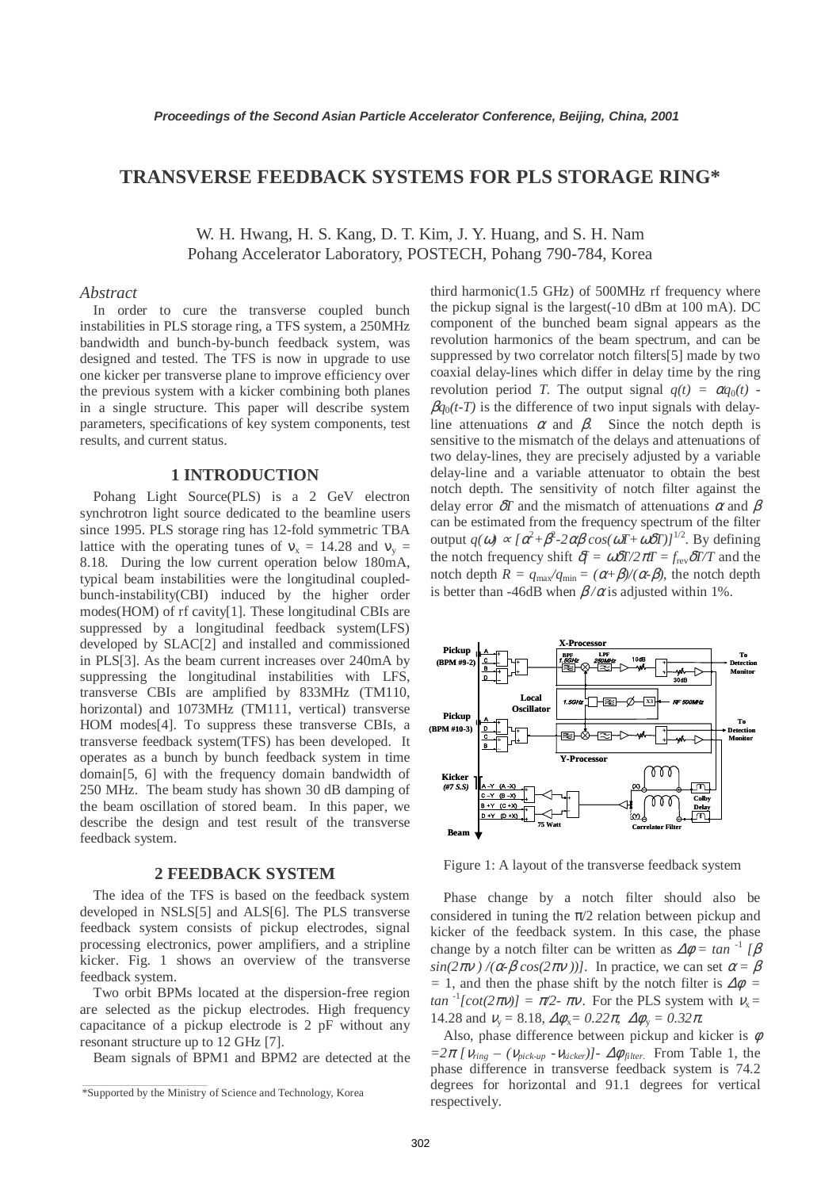# TRANSVERSE FEEDBACK SYSTEMS FOR PLS STORAGE RING*

W. H. Hwang, H. S. Kang, D. T. Kim, J. Y. Huang, and S. H. Nam
Pohang Accelerator Laboratory, POSTECH, Pohang 790-784, Korea

### *Abstract*

In order to cure the transverse coupled bunch instabilities in PLS storage ring, a TFS system, a 250MHz bandwidth and bunch-by-bunch feedback system, was designed and tested. The TFS is now in upgrade to use one kicker per transverse plane to improve efficiency over the previous system with a kicker combining both planes in a single structure. This paper will describe system parameters, specifications of key system components, test results, and current status.

## 1 INTRODUCTION

Pohang Light Source(PLS) is a 2 GeV electron synchrotron light source dedicated to the beamline users since 1995. PLS storage ring has 12-fold symmetric TBA lattice with the operating tunes of $\nu_x$ = 14.28 and $\nu_y$ = 8.18. During the low current operation below 180mA, typical beam instabilities were the longitudinal coupled-bunch-instability(CBI) induced by the higher order modes(HOM) of rf cavity[1]. These longitudinal CBIs are suppressed by a longitudinal feedback system(LFS) developed by SLAC[2] and installed and commissioned in PLS[3]. As the beam current increases over 240mA by suppressing the longitudinal instabilities with LFS, transverse CBIs are amplified by 833MHz (TM110, horizontal) and 1073MHz (TM111, vertical) transverse HOM modes[4]. To suppress these transverse CBIs, a transverse feedback system(TFS) has been developed. It operates as a bunch by bunch feedback system in time domain[5, 6] with the frequency domain bandwidth of 250 MHz. The beam study has shown 30 dB damping of the beam oscillation of stored beam. In this paper, we describe the design and test result of the transverse feedback system.

## 2 FEEDBACK SYSTEM

The idea of the TFS is based on the feedback system developed in NSLS[5] and ALS[6]. The PLS transverse feedback system consists of pickup electrodes, signal processing electronics, power amplifiers, and a stripline kicker. Fig. 1 shows an overview of the transverse feedback system.

Two orbit BPMs located at the dispersion-free region are selected as the pickup electrodes. High frequency capacitance of a pickup electrode is 2 pF without any resonant structure up to 12 GHz [7].

Beam signals of BPM1 and BPM2 are detected at the third harmonic(1.5 GHz) of 500MHz rf frequency where the pickup signal is the largest(-10 dBm at 100 mA). DC component of the bunched beam signal appears as the revolution harmonics of the beam spectrum, and can be suppressed by two correlator notch filters[5] made by two coaxial delay-lines which differ in delay time by the ring revolution period *T*. The output signal $q(t) = \alpha q_0(t) - \beta q_0(t-T)$ is the difference of two input signals with delay-line attenuations $\alpha$ and $\beta$. Since the notch depth is sensitive to the mismatch of the delays and attenuations of two delay-lines, they are precisely adjusted by a variable delay-line and a variable attenuator to obtain the best notch depth. The sensitivity of notch filter against the delay error $\delta T$ and the mismatch of attenuations $\alpha$ and $\beta$ can be estimated from the frequency spectrum of the filter output $q(\omega) \propto [\alpha^2+\beta^2-2\alpha\beta\cos(\omega T+\omega\delta T)]^{1/2}$. By defining the notch frequency shift $\delta f = \omega\delta T/2\pi T = f_{rev}\delta T/T$ and the notch depth $R = q_{max}/q_{min} = (\alpha+\beta)/(\alpha-\beta)$, the notch depth is better than -46dB when $\beta/\alpha$ is adjusted within 1%.

Figure 1: A layout of the transverse feedback system

Phase change by a notch filter should also be considered in tuning the $\pi/2$ relation between pickup and kicker of the feedback system. In this case, the phase change by a notch filter can be written as $\Delta\phi = \tan^{-1}[\beta\sin(2\pi\nu)/(\alpha-\beta\cos(2\pi\nu))]$. In practice, we can set $\alpha = \beta = 1$, and then the phase shift by the notch filter is $\Delta\phi = \tan^{-1}[\cot(2\pi\nu)] = \pi/2 - \pi\nu$. For the PLS system with $\nu_x$ = 14.28 and $\nu_y$ = 8.18, $\Delta\phi_x = 0.22\pi$, $\Delta\phi_y = 0.32\pi$.

Also, phase difference between pickup and kicker is $\phi = 2\pi[\nu_{ring} - (\nu_{pick-up} - \nu_{kicker})] - \Delta\phi_{filter}$. From Table 1, the phase difference in transverse feedback system is 74.2 degrees for horizontal and 91.1 degrees for vertical respectively.

*Supported by the Ministry of Science and Technology, Korea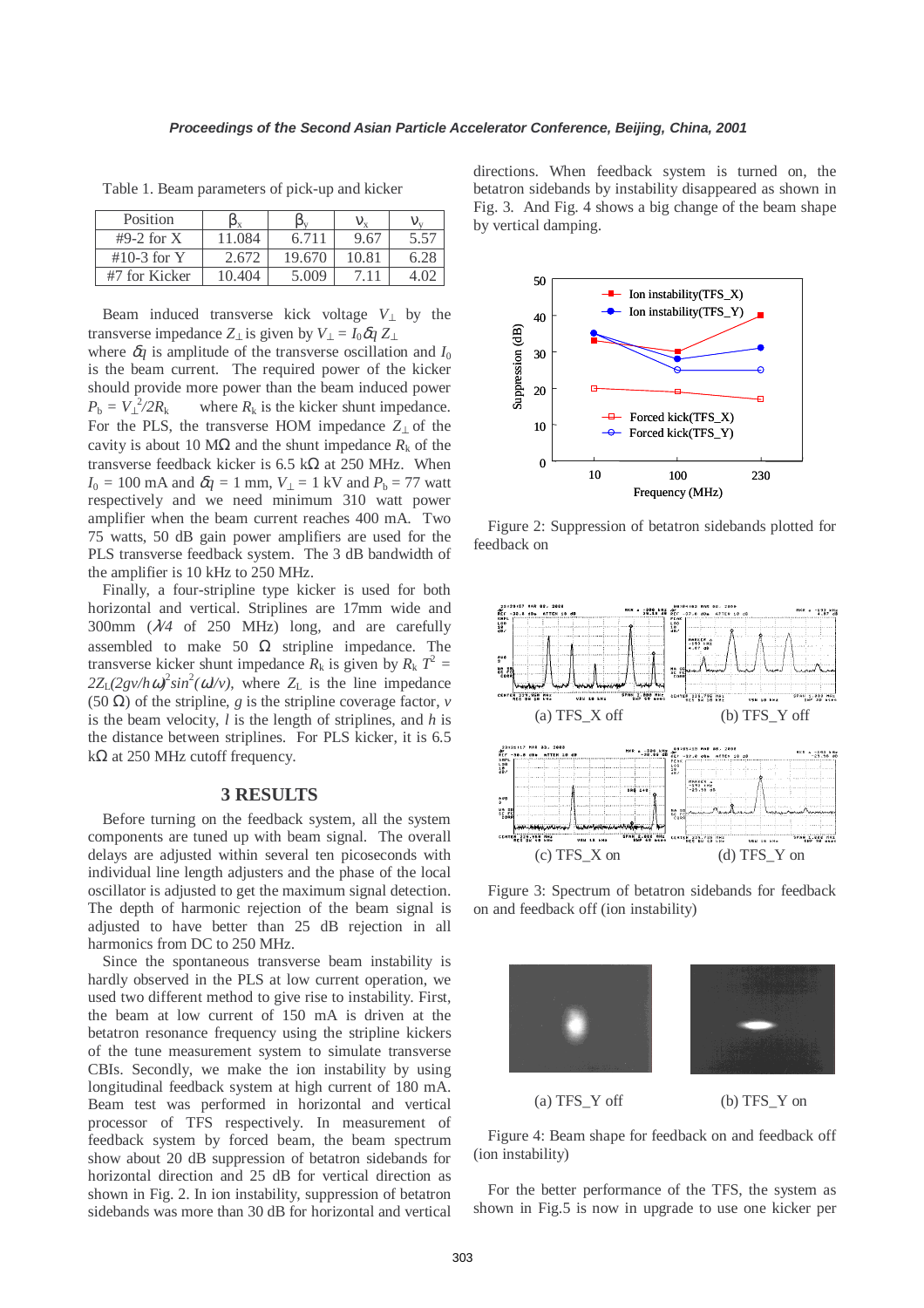Table 1. Beam parameters of pick-up and kicker

| Position | $\beta_x$ | $\beta_y$ | $\nu_x$ | $\nu_y$ |
|---|---|---|---|---|
| #9-2 for X | 11.084 | 6.711 | 9.67 | 5.57 |
| #10-3 for Y | 2.672 | 19.670 | 10.81 | 6.28 |
| #7 for Kicker | 10.404 | 5.009 | 7.11 | 4.02 |

Beam induced transverse kick voltage $V_\perp$ by the transverse impedance $Z_\perp$ is given by $V_\perp = I_0 \delta q\, Z_\perp$ where $\delta q$ is amplitude of the transverse oscillation and $I_0$ is the beam current. The required power of the kicker should provide more power than the beam induced power $P_b = V_\perp^2/2R_k$ where $R_k$ is the kicker shunt impedance. For the PLS, the transverse HOM impedance $Z_\perp$ of the cavity is about 10 MΩ and the shunt impedance $R_k$ of the transverse feedback kicker is 6.5 kΩ at 250 MHz. When $I_0$ = 100 mA and $\delta q$ = 1 mm, $V_\perp$ = 1 kV and $P_b$ = 77 watt respectively and we need minimum 310 watt power amplifier when the beam current reaches 400 mA. Two 75 watts, 50 dB gain power amplifiers are used for the PLS transverse feedback system. The 3 dB bandwidth of the amplifier is 10 kHz to 250 MHz.

Finally, a four-stripline type kicker is used for both horizontal and vertical. Striplines are 17mm wide and 300mm ($\lambda$/4 of 250 MHz) long, and are carefully assembled to make 50 Ω stripline impedance. The transverse kicker shunt impedance $R_k$ is given by $R_k T^2 = 2Z_L(2gv/h\omega)^2 sin^2(\omega l/v)$, where $Z_L$ is the line impedance (50 Ω) of the stripline, $g$ is the stripline coverage factor, $v$ is the beam velocity, $l$ is the length of striplines, and $h$ is the distance between striplines. For PLS kicker, it is 6.5 kΩ at 250 MHz cutoff frequency.

## 3 RESULTS

Before turning on the feedback system, all the system components are tuned up with beam signal. The overall delays are adjusted within several ten picoseconds with individual line length adjusters and the phase of the local oscillator is adjusted to get the maximum signal detection. The depth of harmonic rejection of the beam signal is adjusted to have better than 25 dB rejection in all harmonics from DC to 250 MHz.

Since the spontaneous transverse beam instability is hardly observed in the PLS at low current operation, we used two different method to give rise to instability. First, the beam at low current of 150 mA is driven at the betatron resonance frequency using the stripline kickers of the tune measurement system to simulate transverse CBIs. Secondly, we make the ion instability by using longitudinal feedback system at high current of 180 mA. Beam test was performed in horizontal and vertical processor of TFS respectively. In measurement of feedback system by forced beam, the beam spectrum show about 20 dB suppression of betatron sidebands for horizontal direction and 25 dB for vertical direction as shown in Fig. 2. In ion instability, suppression of betatron sidebands was more than 30 dB for horizontal and vertical directions. When feedback system is turned on, the betatron sidebands by instability disappeared as shown in Fig. 3. And Fig. 4 shows a big change of the beam shape by vertical damping.

Figure 2: Suppression of betatron sidebands plotted for feedback on

(a) TFS_X off (b) TFS_Y off

(c) TFS_X on (d) TFS_Y on

Figure 3: Spectrum of betatron sidebands for feedback on and feedback off (ion instability)

(a) TFS_Y off (b) TFS_Y on

Figure 4: Beam shape for feedback on and feedback off (ion instability)

For the better performance of the TFS, the system as shown in Fig.5 is now in upgrade to use one kicker per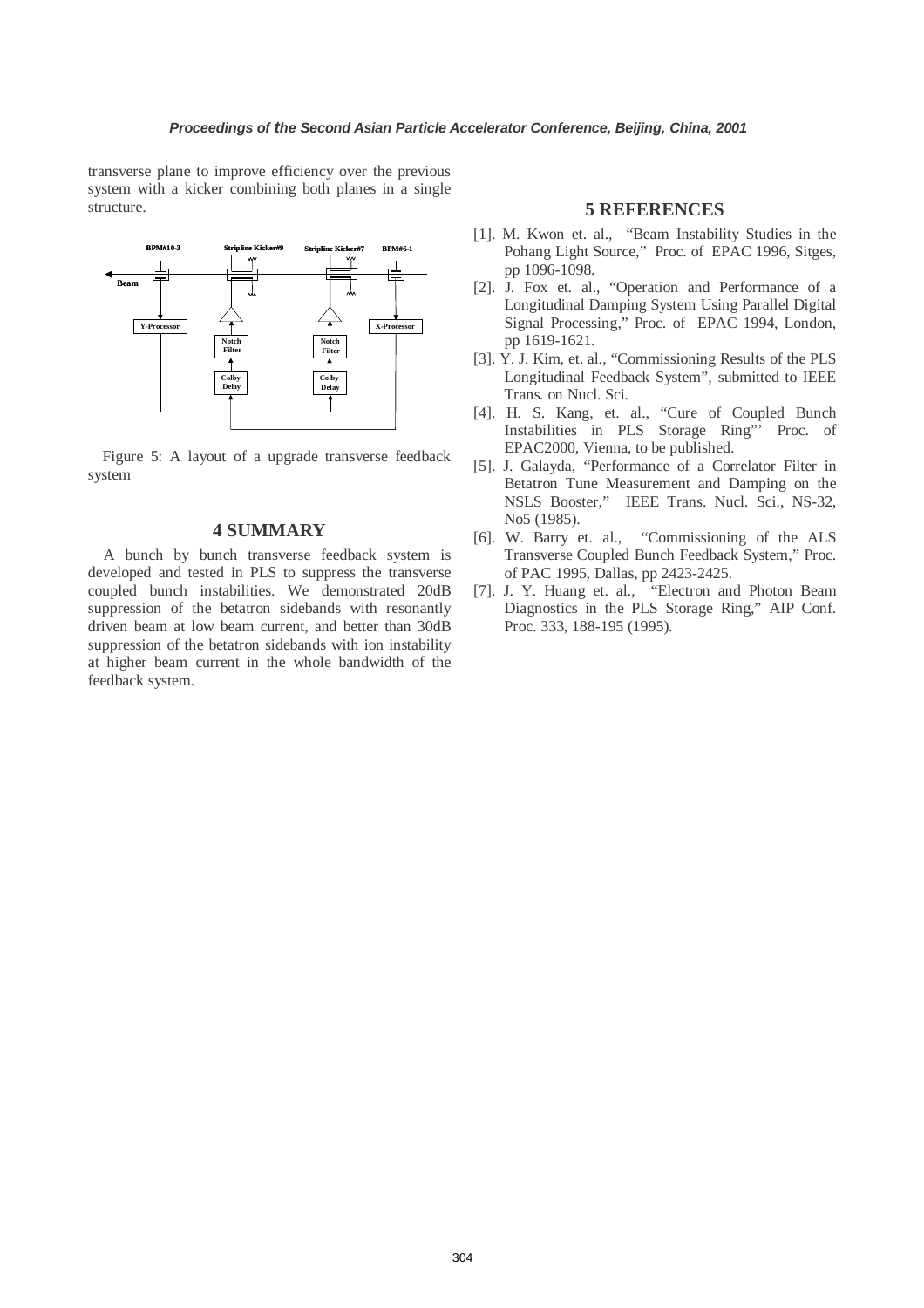transverse plane to improve efficiency over the previous system with a kicker combining both planes in a single structure.

BPM#10-3
Stripline Kicker#9
Stripline Kicker#7
BPM#6-1
Beam
Y-Processor
X-Processor
Notch Filter
Notch Filter
Colby Delay
Colby Delay

Figure 5: A layout of a upgrade transverse feedback system

## 4 SUMMARY

A bunch by bunch transverse feedback system is developed and tested in PLS to suppress the transverse coupled bunch instabilities. We demonstrated 20dB suppression of the betatron sidebands with resonantly driven beam at low beam current, and better than 30dB suppression of the betatron sidebands with ion instability at higher beam current in the whole bandwidth of the feedback system.

## 5 REFERENCES

[1]. M. Kwon et. al., "Beam Instability Studies in the Pohang Light Source," Proc. of EPAC 1996, Sitges, pp 1096-1098.

[2]. J. Fox et. al., "Operation and Performance of a Longitudinal Damping System Using Parallel Digital Signal Processing," Proc. of EPAC 1994, London, pp 1619-1621.

[3]. Y. J. Kim, et. al., "Commissioning Results of the PLS Longitudinal Feedback System", submitted to IEEE Trans. on Nucl. Sci.

[4]. H. S. Kang, et. al., "Cure of Coupled Bunch Instabilities in PLS Storage Ring"' Proc. of EPAC2000, Vienna, to be published.

[5]. J. Galayda, "Performance of a Correlator Filter in Betatron Tune Measurement and Damping on the NSLS Booster," IEEE Trans. Nucl. Sci., NS-32, No5 (1985).

[6]. W. Barry et. al., "Commissioning of the ALS Transverse Coupled Bunch Feedback System," Proc. of PAC 1995, Dallas, pp 2423-2425.

[7]. J. Y. Huang et. al., "Electron and Photon Beam Diagnostics in the PLS Storage Ring," AIP Conf. Proc. 333, 188-195 (1995).